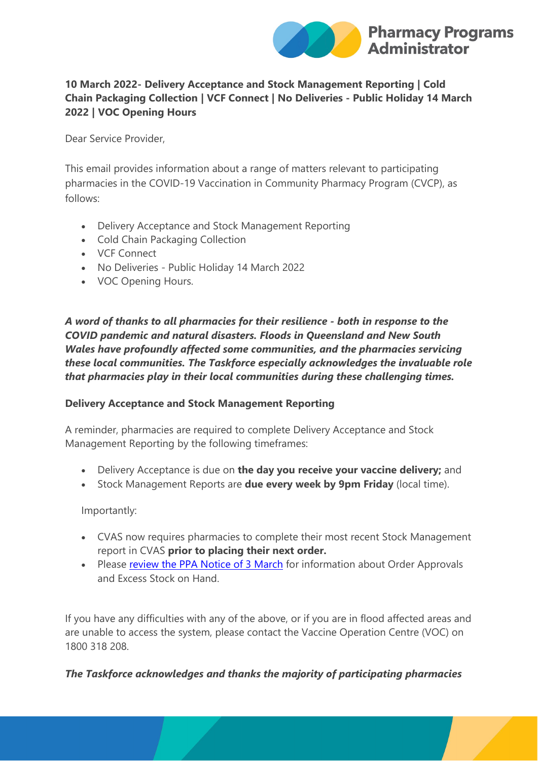**10 March 2022- Delivery Acceptance and Stock Management Reporting | Cold Chain Packaging Collection | VCF Connect | No Deliveries - Public Holiday 14 March 2022 | VOC Opening Hours**

Dear Service Provider,

This email provides information about a range of matters relevant to participating pharmacies in the COVID-19 Vaccination in Community Pharmacy Program (CVCP), as follows:

- Delivery Acceptance and Stock Management Reporting
- Cold Chain Packaging Collection
- VCF Connect
- No Deliveries - Public Holiday 14 March 2022
- VOC Opening Hours.

***A word of thanks to all pharmacies for their resilience - both in response to the COVID pandemic and natural disasters. Floods in Queensland and New South Wales have profoundly affected some communities, and the pharmacies servicing these local communities. The Taskforce especially acknowledges the invaluable role that pharmacies play in their local communities during these challenging times.***

**Delivery Acceptance and Stock Management Reporting**

A reminder, pharmacies are required to complete Delivery Acceptance and Stock Management Reporting by the following timeframes:

- Delivery Acceptance is due on **the day you receive your vaccine delivery;** and
- Stock Management Reports are **due every week by 9pm Friday** (local time).

Importantly:

- CVAS now requires pharmacies to complete their most recent Stock Management report in CVAS **prior to placing their next order.**
- Please review the PPA Notice of 3 March for information about Order Approvals and Excess Stock on Hand.

If you have any difficulties with any of the above, or if you are in flood affected areas and are unable to access the system, please contact the Vaccine Operation Centre (VOC) on 1800 318 208.

***The Taskforce acknowledges and thanks the majority of participating pharmacies***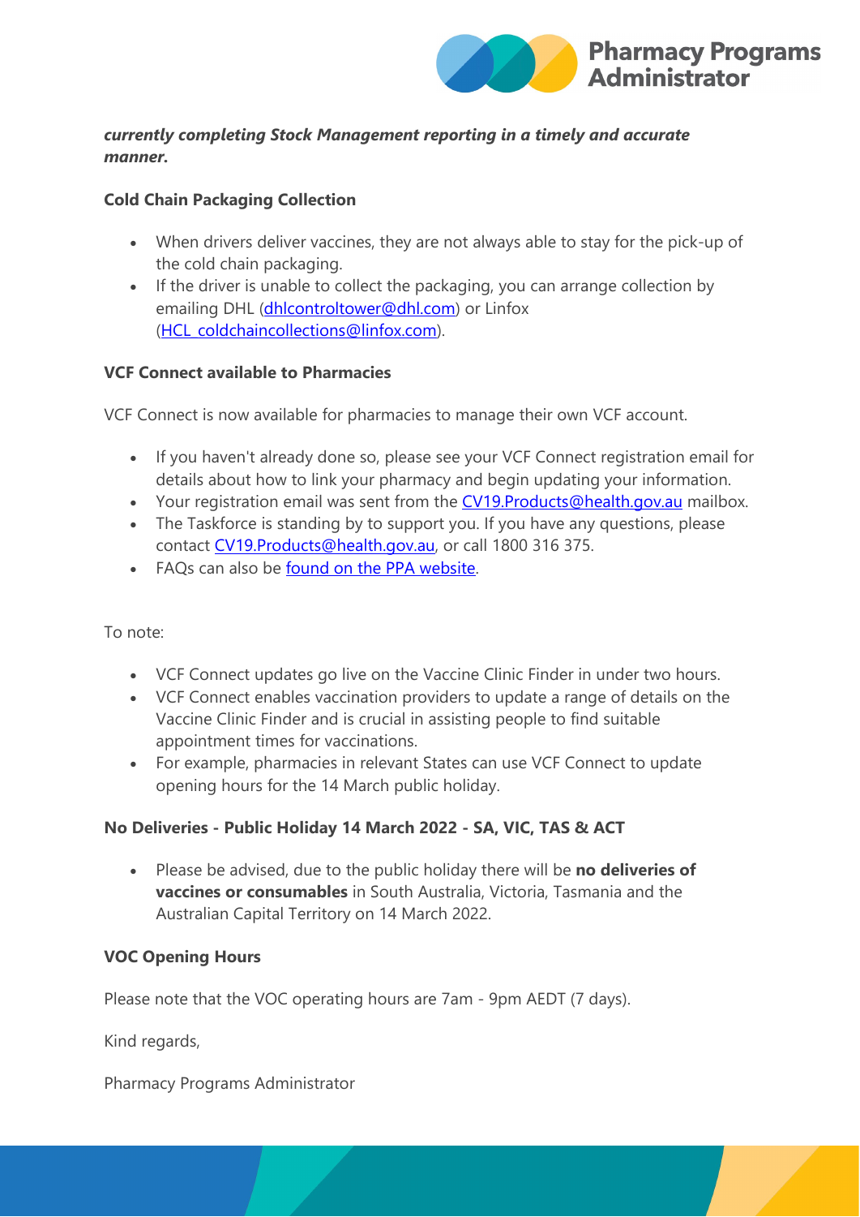***currently completing Stock Management reporting in a timely and accurate manner.***

**Cold Chain Packaging Collection**

- When drivers deliver vaccines, they are not always able to stay for the pick-up of the cold chain packaging.
- If the driver is unable to collect the packaging, you can arrange collection by emailing DHL (dhlcontroltower@dhl.com) or Linfox (HCL_coldchaincollections@linfox.com).

**VCF Connect available to Pharmacies**

VCF Connect is now available for pharmacies to manage their own VCF account.

- If you haven't already done so, please see your VCF Connect registration email for details about how to link your pharmacy and begin updating your information.
- Your registration email was sent from the CV19.Products@health.gov.au mailbox.
- The Taskforce is standing by to support you. If you have any questions, please contact CV19.Products@health.gov.au, or call 1800 316 375.
- FAQs can also be found on the PPA website.

To note:

- VCF Connect updates go live on the Vaccine Clinic Finder in under two hours.
- VCF Connect enables vaccination providers to update a range of details on the Vaccine Clinic Finder and is crucial in assisting people to find suitable appointment times for vaccinations.
- For example, pharmacies in relevant States can use VCF Connect to update opening hours for the 14 March public holiday.

**No Deliveries - Public Holiday 14 March 2022 - SA, VIC, TAS & ACT**

- Please be advised, due to the public holiday there will be **no deliveries of vaccines or consumables** in South Australia, Victoria, Tasmania and the Australian Capital Territory on 14 March 2022.

**VOC Opening Hours**

Please note that the VOC operating hours are 7am - 9pm AEDT (7 days).

Kind regards,

Pharmacy Programs Administrator